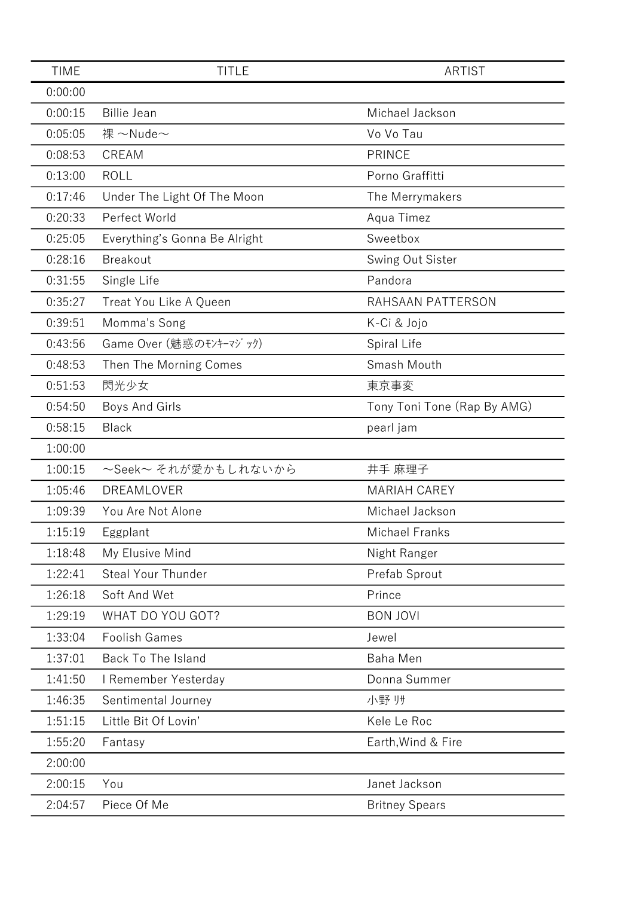| TIME | TITLE | ARTIST |
| --- | --- | --- |
| 0:00:00 | | |
| 0:00:15 | Billie Jean | Michael Jackson |
| 0:05:05 | 裸 〜Nude〜 | Vo Vo Tau |
| 0:08:53 | CREAM | PRINCE |
| 0:13:00 | ROLL | Porno Graffitti |
| 0:17:46 | Under The Light Of The Moon | The Merrymakers |
| 0:20:33 | Perfect World | Aqua Timez |
| 0:25:05 | Everything's Gonna Be Alright | Sweetbox |
| 0:28:16 | Breakout | Swing Out Sister |
| 0:31:55 | Single Life | Pandora |
| 0:35:27 | Treat You Like A Queen | RAHSAAN PATTERSON |
| 0:39:51 | Momma's Song | K-Ci & Jojo |
| 0:43:56 | Game Over (魅惑のﾓﾝｷｰﾏｼﾞｯｸ) | Spiral Life |
| 0:48:53 | Then The Morning Comes | Smash Mouth |
| 0:51:53 | 閃光少女 | 東京事変 |
| 0:54:50 | Boys And Girls | Tony Toni Tone (Rap By AMG) |
| 0:58:15 | Black | pearl jam |
| 1:00:00 | | |
| 1:00:15 | 〜Seek〜 それが愛かもしれないから | 井手 麻理子 |
| 1:05:46 | DREAMLOVER | MARIAH CAREY |
| 1:09:39 | You Are Not Alone | Michael Jackson |
| 1:15:19 | Eggplant | Michael Franks |
| 1:18:48 | My Elusive Mind | Night Ranger |
| 1:22:41 | Steal Your Thunder | Prefab Sprout |
| 1:26:18 | Soft And Wet | Prince |
| 1:29:19 | WHAT DO YOU GOT? | BON JOVI |
| 1:33:04 | Foolish Games | Jewel |
| 1:37:01 | Back To The Island | Baha Men |
| 1:41:50 | I Remember Yesterday | Donna Summer |
| 1:46:35 | Sentimental Journey | 小野 ﾘｻ |
| 1:51:15 | Little Bit Of Lovin' | Kele Le Roc |
| 1:55:20 | Fantasy | Earth,Wind & Fire |
| 2:00:00 | | |
| 2:00:15 | You | Janet Jackson |
| 2:04:57 | Piece Of Me | Britney Spears |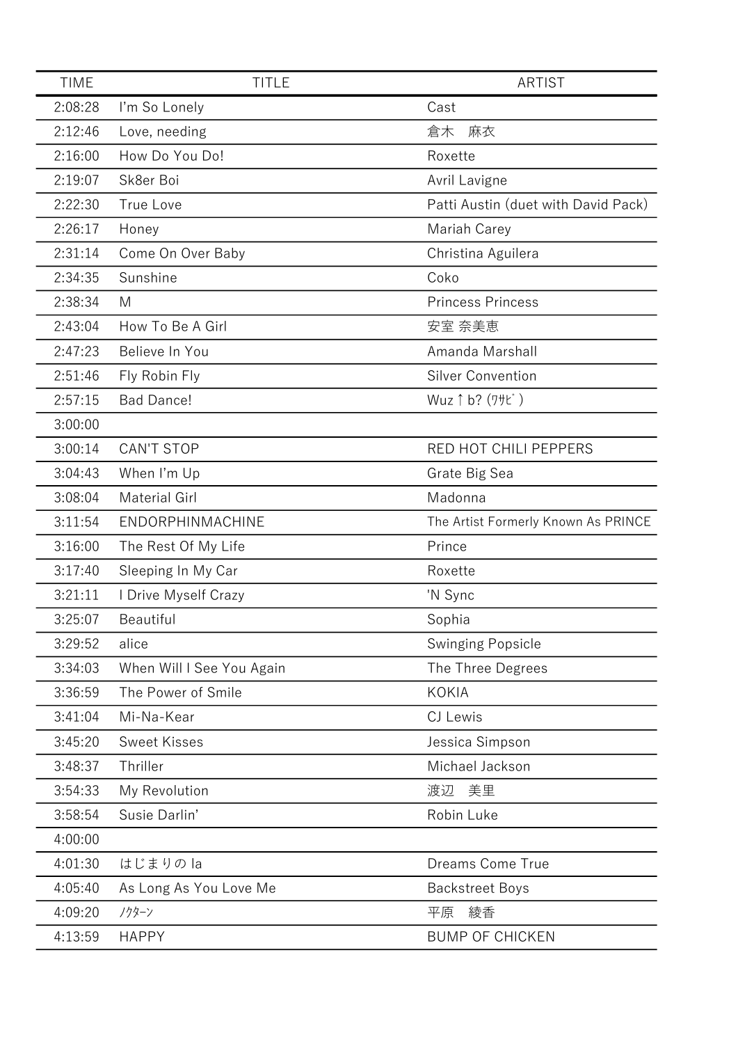| TIME | TITLE | ARTIST |
| --- | --- | --- |
| 2:08:28 | I’m So Lonely | Cast |
| 2:12:46 | Love, needing | 倉木　麻衣 |
| 2:16:00 | How Do You Do! | Roxette |
| 2:19:07 | Sk8er Boi | Avril Lavigne |
| 2:22:30 | True Love | Patti Austin (duet with David Pack) |
| 2:26:17 | Honey | Mariah Carey |
| 2:31:14 | Come On Over Baby | Christina Aguilera |
| 2:34:35 | Sunshine | Coko |
| 2:38:34 | M | Princess Princess |
| 2:43:04 | How To Be A Girl | 安室 奈美恵 |
| 2:47:23 | Believe In You | Amanda Marshall |
| 2:51:46 | Fly Robin Fly | Silver Convention |
| 2:57:15 | Bad Dance! | Wuz↑b? (ﾜｻﾋﾞ) |
| 3:00:00 | | |
| 3:00:14 | CAN'T STOP | RED HOT CHILI PEPPERS |
| 3:04:43 | When I’m Up | Grate Big Sea |
| 3:08:04 | Material Girl | Madonna |
| 3:11:54 | ENDORPHINMACHINE | The Artist Formerly Known As PRINCE |
| 3:16:00 | The Rest Of My Life | Prince |
| 3:17:40 | Sleeping In My Car | Roxette |
| 3:21:11 | I Drive Myself Crazy | 'N Sync |
| 3:25:07 | Beautiful | Sophia |
| 3:29:52 | alice | Swinging Popsicle |
| 3:34:03 | When Will I See You Again | The Three Degrees |
| 3:36:59 | The Power of Smile | KOKIA |
| 3:41:04 | Mi-Na-Kear | CJ Lewis |
| 3:45:20 | Sweet Kisses | Jessica Simpson |
| 3:48:37 | Thriller | Michael Jackson |
| 3:54:33 | My Revolution | 渡辺　美里 |
| 3:58:54 | Susie Darlin’ | Robin Luke |
| 4:00:00 | | |
| 4:01:30 | はじまりの la | Dreams Come True |
| 4:05:40 | As Long As You Love Me | Backstreet Boys |
| 4:09:20 | ﾉｸﾀｰﾝ | 平原　綾香 |
| 4:13:59 | HAPPY | BUMP OF CHICKEN |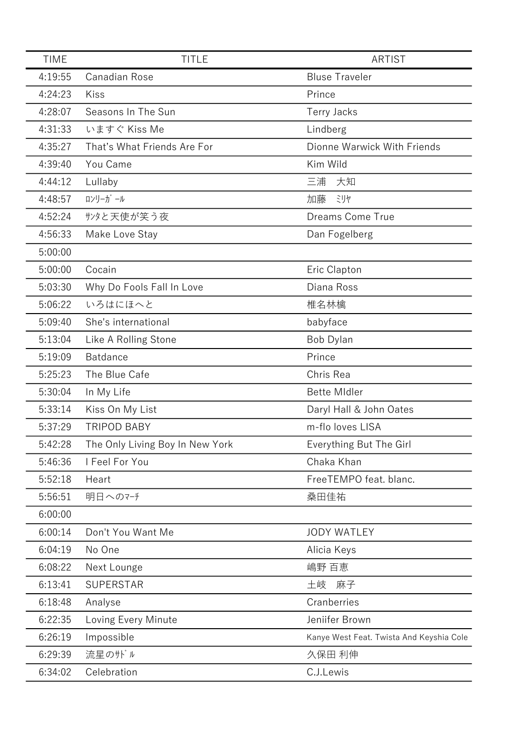| TIME | TITLE | ARTIST |
| --- | --- | --- |
| 4:19:55 | Canadian Rose | Bluse Traveler |
| 4:24:23 | Kiss | Prince |
| 4:28:07 | Seasons In The Sun | Terry Jacks |
| 4:31:33 | いますぐ Kiss Me | Lindberg |
| 4:35:27 | That’s What Friends Are For | Dionne Warwick With Friends |
| 4:39:40 | You Came | Kim Wild |
| 4:44:12 | Lullaby | 三浦　大知 |
| 4:48:57 | ﾛﾝﾘｰｶﾞｰﾙ | 加藤　ﾐﾘﾔ |
| 4:52:24 | ｻﾝﾀと天使が笑う夜 | Dreams Come True |
| 4:56:33 | Make Love Stay | Dan Fogelberg |
| 5:00:00 | | |
| 5:00:00 | Cocain | Eric Clapton |
| 5:03:30 | Why Do Fools Fall In Love | Diana Ross |
| 5:06:22 | いろはにほへと | 椎名林檎 |
| 5:09:40 | She's international | babyface |
| 5:13:04 | Like A Rolling Stone | Bob Dylan |
| 5:19:09 | Batdance | Prince |
| 5:25:23 | The Blue Cafe | Chris Rea |
| 5:30:04 | In My Life | Bette MIdler |
| 5:33:14 | Kiss On My List | Daryl Hall & John Oates |
| 5:37:29 | TRIPOD BABY | m-flo loves LISA |
| 5:42:28 | The Only Living Boy In New York | Everything But The Girl |
| 5:46:36 | I Feel For You | Chaka Khan |
| 5:52:18 | Heart | FreeTEMPO feat. blanc. |
| 5:56:51 | 明日へのﾏｰﾁ | 桑田佳祐 |
| 6:00:00 | | |
| 6:00:14 | Don't You Want Me | JODY WATLEY |
| 6:04:19 | No One | Alicia Keys |
| 6:08:22 | Next Lounge | 嶋野 百恵 |
| 6:13:41 | SUPERSTAR | 土岐　麻子 |
| 6:18:48 | Analyse | Cranberries |
| 6:22:35 | Loving Every Minute | Jeniifer Brown |
| 6:26:19 | Impossible | Kanye West Feat. Twista And Keyshia Cole |
| 6:29:39 | 流星のｻﾄﾞﾙ | 久保田 利伸 |
| 6:34:02 | Celebration | C.J.Lewis |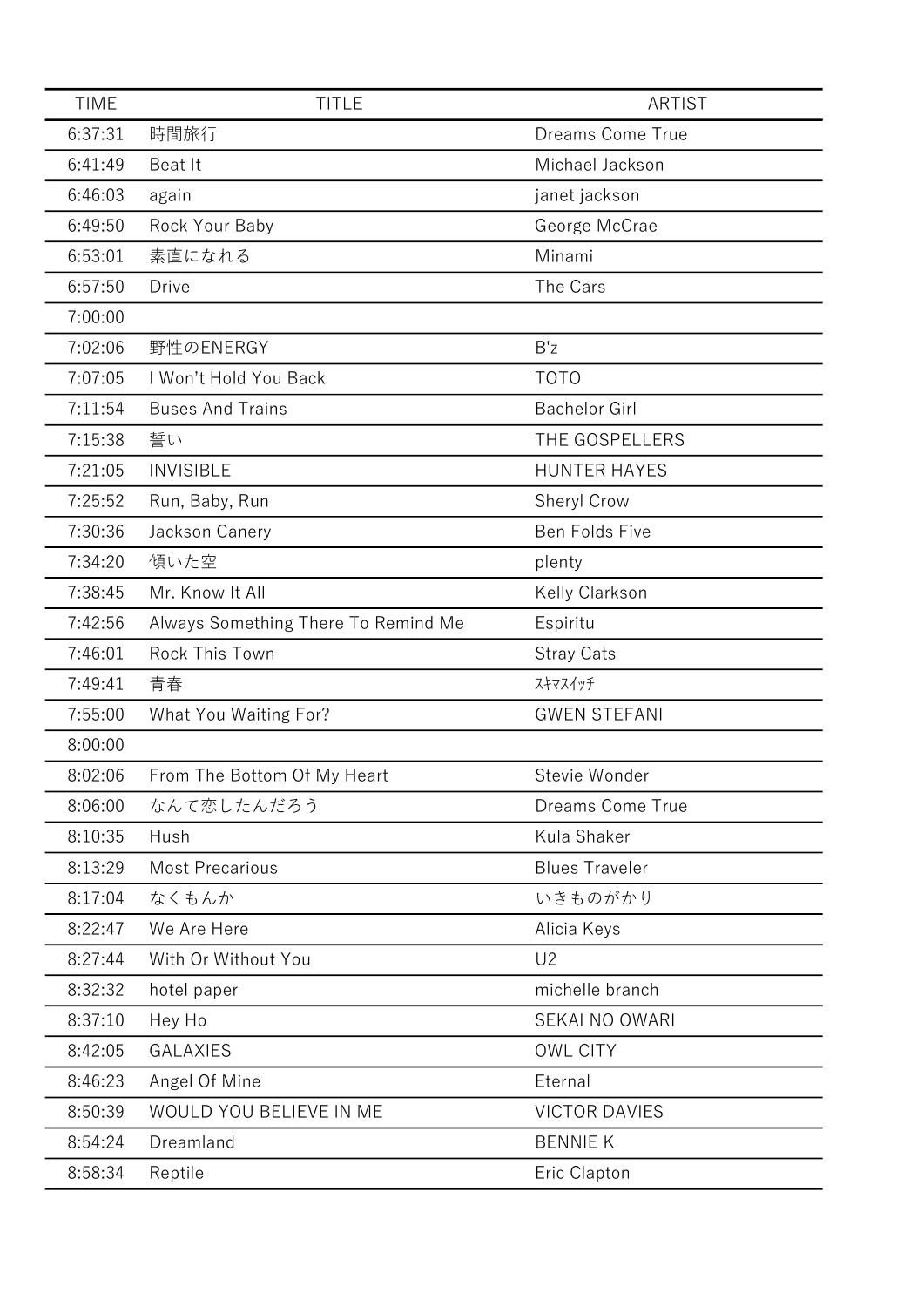| TIME | TITLE | ARTIST |
|---|---|---|
| 6:37:31 | 時間旅行 | Dreams Come True |
| 6:41:49 | Beat It | Michael Jackson |
| 6:46:03 | again | janet jackson |
| 6:49:50 | Rock Your Baby | George McCrae |
| 6:53:01 | 素直になれる | Minami |
| 6:57:50 | Drive | The Cars |
| 7:00:00 | | |
| 7:02:06 | 野性のENERGY | B'z |
| 7:07:05 | I Won't Hold You Back | TOTO |
| 7:11:54 | Buses And Trains | Bachelor Girl |
| 7:15:38 | 誓い | THE GOSPELLERS |
| 7:21:05 | INVISIBLE | HUNTER HAYES |
| 7:25:52 | Run, Baby, Run | Sheryl Crow |
| 7:30:36 | Jackson Canery | Ben Folds Five |
| 7:34:20 | 傾いた空 | plenty |
| 7:38:45 | Mr. Know It All | Kelly Clarkson |
| 7:42:56 | Always Something There To Remind Me | Espiritu |
| 7:46:01 | Rock This Town | Stray Cats |
| 7:49:41 | 青春 | ｽｷﾏｽｲｯﾁ |
| 7:55:00 | What You Waiting For? | GWEN STEFANI |
| 8:00:00 | | |
| 8:02:06 | From The Bottom Of My Heart | Stevie Wonder |
| 8:06:00 | なんて恋したんだろう | Dreams Come True |
| 8:10:35 | Hush | Kula Shaker |
| 8:13:29 | Most Precarious | Blues Traveler |
| 8:17:04 | なくもんか | いきものがかり |
| 8:22:47 | We Are Here | Alicia Keys |
| 8:27:44 | With Or Without You | U2 |
| 8:32:32 | hotel paper | michelle branch |
| 8:37:10 | Hey Ho | SEKAI NO OWARI |
| 8:42:05 | GALAXIES | OWL CITY |
| 8:46:23 | Angel Of Mine | Eternal |
| 8:50:39 | WOULD YOU BELIEVE IN ME | VICTOR DAVIES |
| 8:54:24 | Dreamland | BENNIE K |
| 8:58:34 | Reptile | Eric Clapton |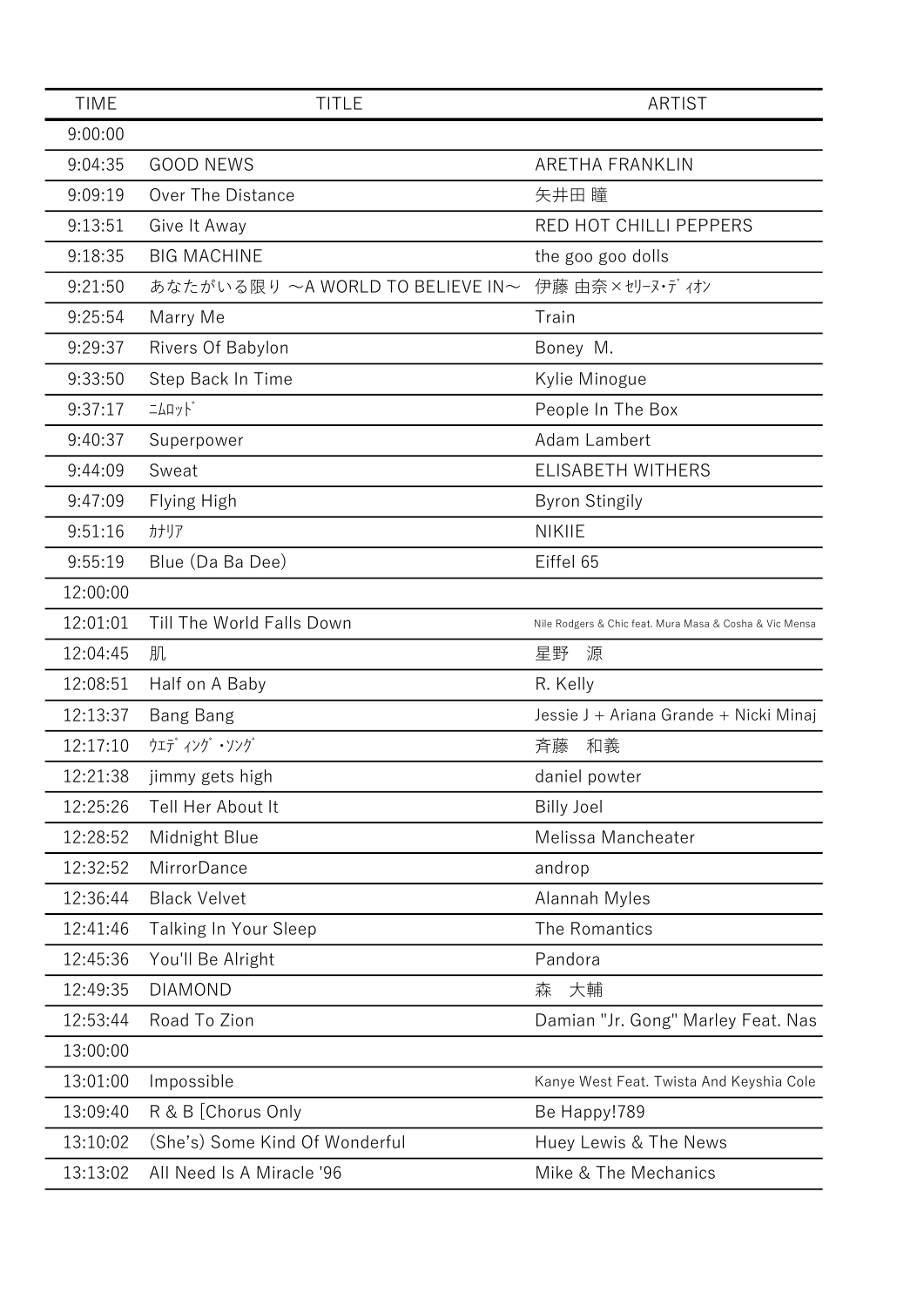| TIME | TITLE | ARTIST |
| --- | --- | --- |
| 9:00:00 | | |
| 9:04:35 | GOOD NEWS | ARETHA FRANKLIN |
| 9:09:19 | Over The Distance | 矢井田 瞳 |
| 9:13:51 | Give It Away | RED HOT CHILLI PEPPERS |
| 9:18:35 | BIG MACHINE | the goo goo dolls |
| 9:21:50 | あなたがいる限り ～A WORLD TO BELIEVE IN～ | 伊藤 由奈×ｾﾘｰﾇ･ﾃﾞｨｵﾝ |
| 9:25:54 | Marry Me | Train |
| 9:29:37 | Rivers Of Babylon | Boney M. |
| 9:33:50 | Step Back In Time | Kylie Minogue |
| 9:37:17 | ﾆﾑﾛｯﾄﾞ | People In The Box |
| 9:40:37 | Superpower | Adam Lambert |
| 9:44:09 | Sweat | ELISABETH WITHERS |
| 9:47:09 | Flying High | Byron Stingily |
| 9:51:16 | ｶﾅﾘｱ | NIKIIE |
| 9:55:19 | Blue (Da Ba Dee) | Eiffel 65 |
| 12:00:00 | | |
| 12:01:01 | Till The World Falls Down | Nile Rodgers & Chic feat. Mura Masa & Cosha & Vic Mensa |
| 12:04:45 | 肌 | 星野　源 |
| 12:08:51 | Half on A Baby | R. Kelly |
| 12:13:37 | Bang Bang | Jessie J + Ariana Grande + Nicki Minaj |
| 12:17:10 | ｳｴﾃﾞｨﾝｸﾞ・ｿﾝｸﾞ | 斉藤　和義 |
| 12:21:38 | jimmy gets high | daniel powter |
| 12:25:26 | Tell Her About It | Billy Joel |
| 12:28:52 | Midnight Blue | Melissa Mancheater |
| 12:32:52 | MirrorDance | androp |
| 12:36:44 | Black Velvet | Alannah Myles |
| 12:41:46 | Talking In Your Sleep | The Romantics |
| 12:45:36 | You'll Be Alright | Pandora |
| 12:49:35 | DIAMOND | 森　大輔 |
| 12:53:44 | Road To Zion | Damian "Jr. Gong" Marley Feat. Nas |
| 13:00:00 | | |
| 13:01:00 | Impossible | Kanye West Feat. Twista And Keyshia Cole |
| 13:09:40 | R & B [Chorus Only | Be Happy!789 |
| 13:10:02 | (She's) Some Kind Of Wonderful | Huey Lewis & The News |
| 13:13:02 | All Need Is A Miracle '96 | Mike & The Mechanics |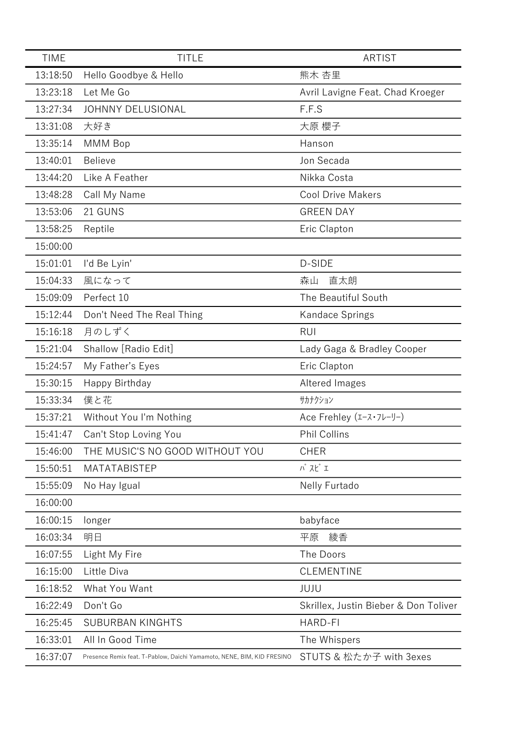| TIME | TITLE | ARTIST |
|---|---|---|
| 13:18:50 | Hello Goodbye & Hello | 熊木 杏里 |
| 13:23:18 | Let Me Go | Avril Lavigne Feat. Chad Kroeger |
| 13:27:34 | JOHNNY DELUSIONAL | F.F.S |
| 13:31:08 | 大好き | 大原 櫻子 |
| 13:35:14 | MMM Bop | Hanson |
| 13:40:01 | Believe | Jon Secada |
| 13:44:20 | Like A Feather | Nikka Costa |
| 13:48:28 | Call My Name | Cool Drive Makers |
| 13:53:06 | 21 GUNS | GREEN DAY |
| 13:58:25 | Reptile | Eric Clapton |
| 15:00:00 | | |
| 15:01:01 | I'd Be Lyin' | D-SIDE |
| 15:04:33 | 風になって | 森山　直太朗 |
| 15:09:09 | Perfect 10 | The Beautiful South |
| 15:12:44 | Don't Need The Real Thing | Kandace Springs |
| 15:16:18 | 月のしずく | RUI |
| 15:21:04 | Shallow [Radio Edit] | Lady Gaga & Bradley Cooper |
| 15:24:57 | My Father's Eyes | Eric Clapton |
| 15:30:15 | Happy Birthday | Altered Images |
| 15:33:34 | 僕と花 | ｻｶﾅｸｼｮﾝ |
| 15:37:21 | Without You I'm Nothing | Ace Frehley (ｴｰｽ･ﾌﾚｰﾘｰ) |
| 15:41:47 | Can't Stop Loving You | Phil Collins |
| 15:46:00 | THE MUSIC'S NO GOOD WITHOUT YOU | CHER |
| 15:50:51 | MATATABISTEP | ﾊﾟｽﾋﾟｴ |
| 15:55:09 | No Hay Igual | Nelly Furtado |
| 16:00:00 | | |
| 16:00:15 | longer | babyface |
| 16:03:34 | 明日 | 平原　綾香 |
| 16:07:55 | Light My Fire | The Doors |
| 16:15:00 | Little Diva | CLEMENTINE |
| 16:18:52 | What You Want | JUJU |
| 16:22:49 | Don't Go | Skrillex, Justin Bieber & Don Toliver |
| 16:25:45 | SUBURBAN KINGHTS | HARD-FI |
| 16:33:01 | All In Good Time | The Whispers |
| 16:37:07 | Presence Remix feat. T-Pablow, Daichi Yamamoto, NENE, BIM, KID FRESINO | STUTS & 松たか子 with 3exes |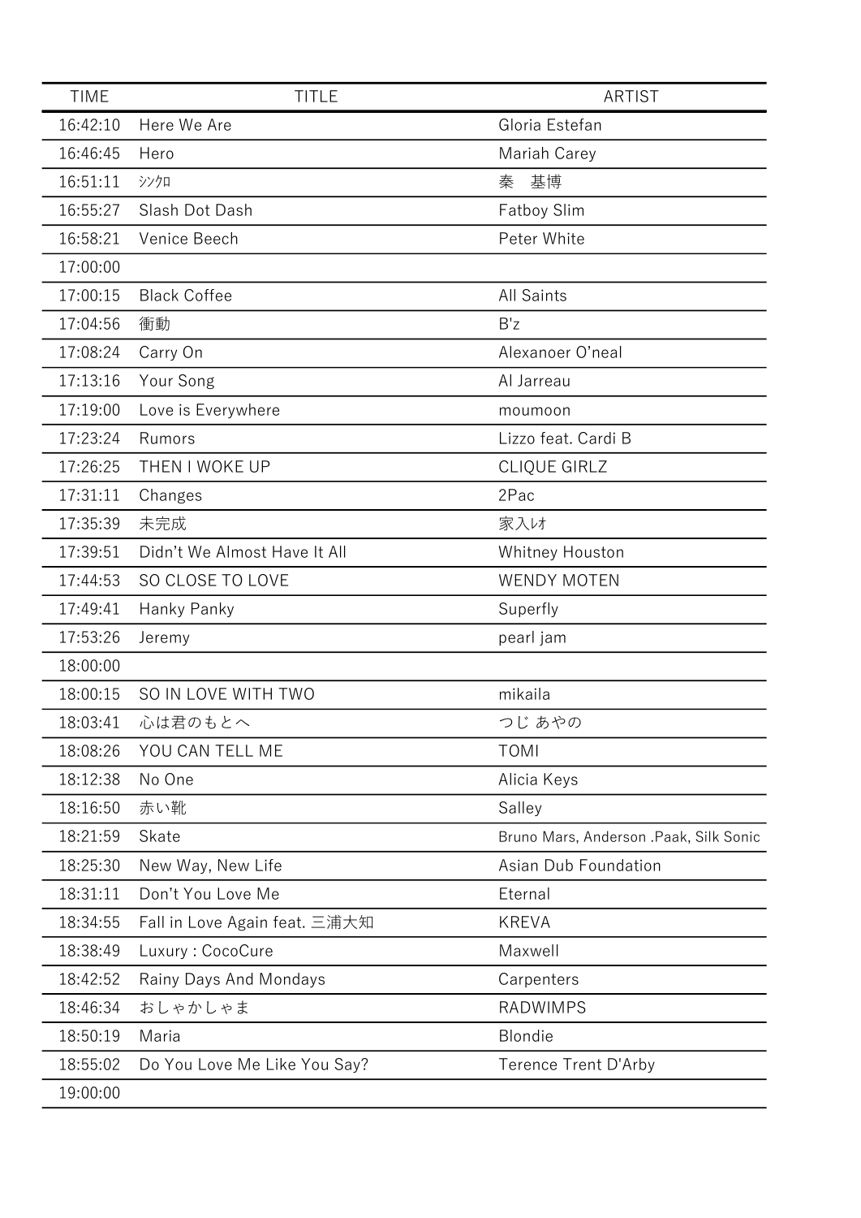| TIME | TITLE | ARTIST |
|---|---|---|
| 16:42:10 | Here We Are | Gloria Estefan |
| 16:46:45 | Hero | Mariah Carey |
| 16:51:11 | ｼﾝｸﾛ | 秦　基博 |
| 16:55:27 | Slash Dot Dash | Fatboy Slim |
| 16:58:21 | Venice Beech | Peter White |
| 17:00:00 | | |
| 17:00:15 | Black Coffee | All Saints |
| 17:04:56 | 衝動 | B'z |
| 17:08:24 | Carry On | Alexanoer O’neal |
| 17:13:16 | Your Song | Al Jarreau |
| 17:19:00 | Love is Everywhere | moumoon |
| 17:23:24 | Rumors | Lizzo feat. Cardi B |
| 17:26:25 | THEN I WOKE UP | CLIQUE GIRLZ |
| 17:31:11 | Changes | 2Pac |
| 17:35:39 | 未完成 | 家入ﾚｵ |
| 17:39:51 | Didn’t We Almost Have It All | Whitney Houston |
| 17:44:53 | SO CLOSE TO LOVE | WENDY MOTEN |
| 17:49:41 | Hanky Panky | Superfly |
| 17:53:26 | Jeremy | pearl jam |
| 18:00:00 | | |
| 18:00:15 | SO IN LOVE WITH TWO | mikaila |
| 18:03:41 | 心は君のもとへ | つじ あやの |
| 18:08:26 | YOU CAN TELL ME | TOMI |
| 18:12:38 | No One | Alicia Keys |
| 18:16:50 | 赤い靴 | Salley |
| 18:21:59 | Skate | Bruno Mars, Anderson .Paak, Silk Sonic |
| 18:25:30 | New Way, New Life | Asian Dub Foundation |
| 18:31:11 | Don’t You Love Me | Eternal |
| 18:34:55 | Fall in Love Again feat. 三浦大知 | KREVA |
| 18:38:49 | Luxury : CocoCure | Maxwell |
| 18:42:52 | Rainy Days And Mondays | Carpenters |
| 18:46:34 | おしゃかしゃま | RADWIMPS |
| 18:50:19 | Maria | Blondie |
| 18:55:02 | Do You Love Me Like You Say? | Terence Trent D'Arby |
| 19:00:00 | | |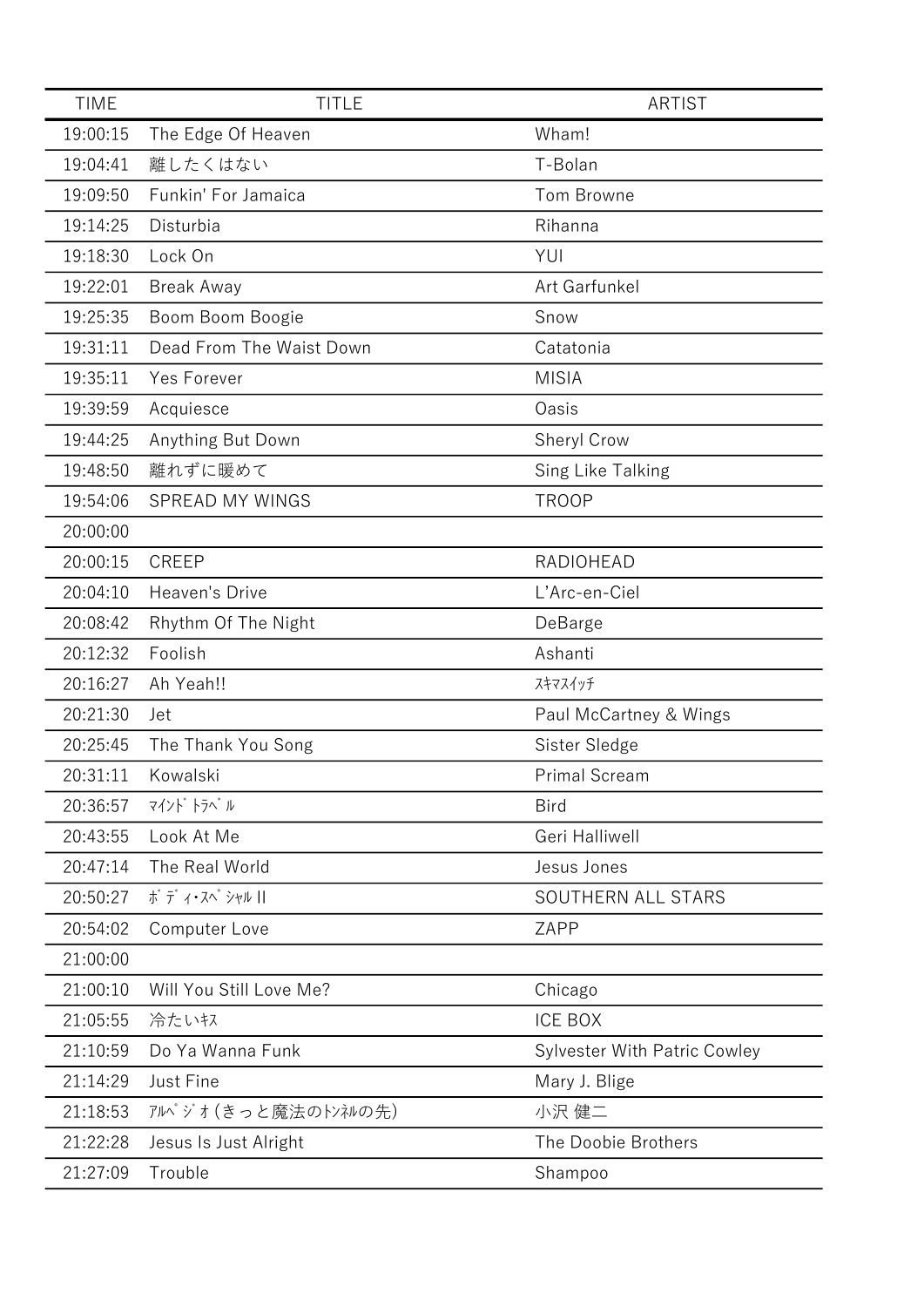| TIME | TITLE | ARTIST |
|---|---|---|
| 19:00:15 | The Edge Of Heaven | Wham! |
| 19:04:41 | 離したくはない | T-Bolan |
| 19:09:50 | Funkin' For Jamaica | Tom Browne |
| 19:14:25 | Disturbia | Rihanna |
| 19:18:30 | Lock On | YUI |
| 19:22:01 | Break Away | Art Garfunkel |
| 19:25:35 | Boom Boom Boogie | Snow |
| 19:31:11 | Dead From The Waist Down | Catatonia |
| 19:35:11 | Yes Forever | MISIA |
| 19:39:59 | Acquiesce | Oasis |
| 19:44:25 | Anything But Down | Sheryl Crow |
| 19:48:50 | 離れずに暖めて | Sing Like Talking |
| 19:54:06 | SPREAD MY WINGS | TROOP |
| 20:00:00 | | |
| 20:00:15 | CREEP | RADIOHEAD |
| 20:04:10 | Heaven's Drive | L'Arc-en-Ciel |
| 20:08:42 | Rhythm Of The Night | DeBarge |
| 20:12:32 | Foolish | Ashanti |
| 20:16:27 | Ah Yeah!! | ｽｷﾏｽｲｯﾁ |
| 20:21:30 | Jet | Paul McCartney & Wings |
| 20:25:45 | The Thank You Song | Sister Sledge |
| 20:31:11 | Kowalski | Primal Scream |
| 20:36:57 | ﾏｲﾝﾄﾞﾄﾗﾍﾞﾙ | Bird |
| 20:43:55 | Look At Me | Geri Halliwell |
| 20:47:14 | The Real World | Jesus Jones |
| 20:50:27 | ﾎﾞﾃﾞｨ･ｽﾍﾟｼｬﾙ II | SOUTHERN ALL STARS |
| 20:54:02 | Computer Love | ZAPP |
| 21:00:00 | | |
| 21:00:10 | Will You Still Love Me? | Chicago |
| 21:05:55 | 冷たいｷｽ | ICE BOX |
| 21:10:59 | Do Ya Wanna Funk | Sylvester With Patric Cowley |
| 21:14:29 | Just Fine | Mary J. Blige |
| 21:18:53 | ｱﾙﾍﾟｼﾞｵ(きっと魔法のﾄﾝﾈﾙの先) | 小沢 健二 |
| 21:22:28 | Jesus Is Just Alright | The Doobie Brothers |
| 21:27:09 | Trouble | Shampoo |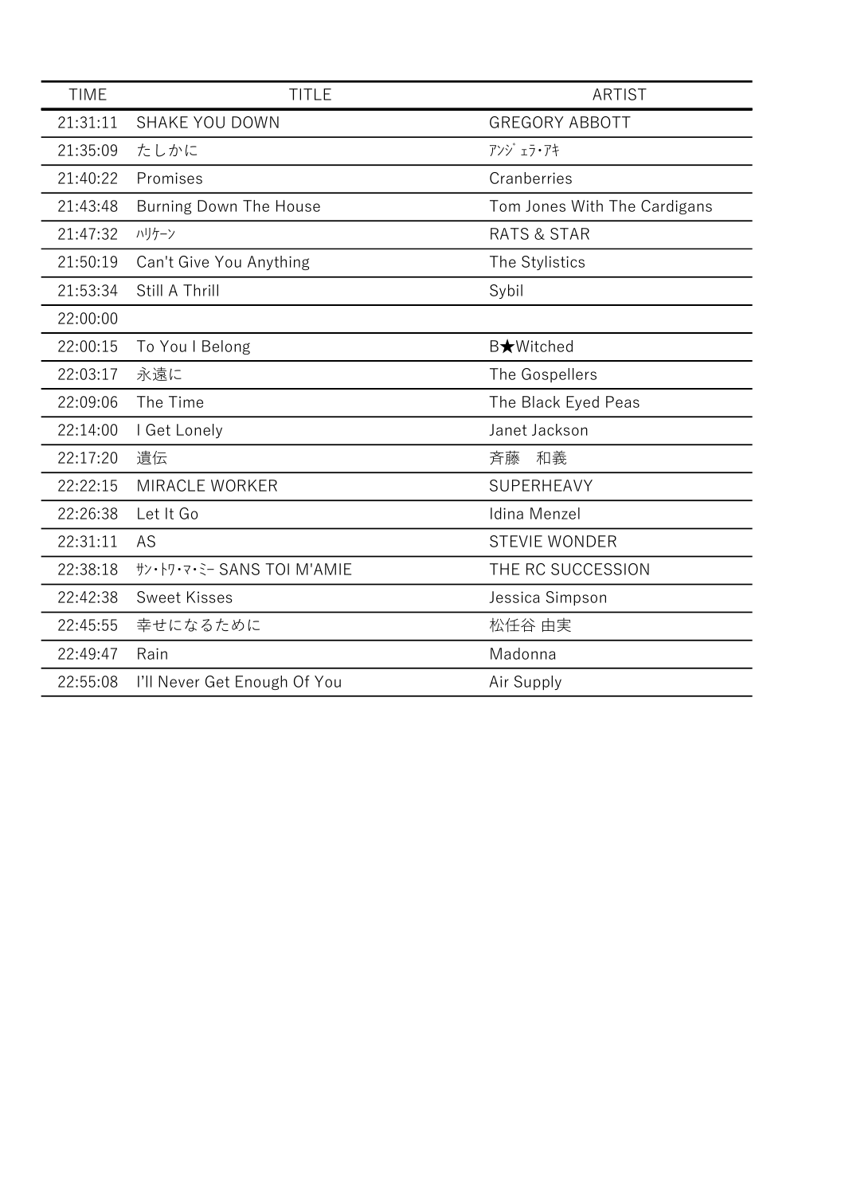| TIME | TITLE | ARTIST |
| --- | --- | --- |
| 21:31:11 | SHAKE YOU DOWN | GREGORY ABBOTT |
| 21:35:09 | たしかに | ｱﾝｼﾞｪﾗ･ｱｷ |
| 21:40:22 | Promises | Cranberries |
| 21:43:48 | Burning Down The House | Tom Jones With The Cardigans |
| 21:47:32 | ﾊﾘｹｰﾝ | RATS & STAR |
| 21:50:19 | Can't Give You Anything | The Stylistics |
| 21:53:34 | Still A Thrill | Sybil |
| 22:00:00 | | |
| 22:00:15 | To You I Belong | B★Witched |
| 22:03:17 | 永遠に | The Gospellers |
| 22:09:06 | The Time | The Black Eyed Peas |
| 22:14:00 | I Get Lonely | Janet Jackson |
| 22:17:20 | 遺伝 | 斉藤　和義 |
| 22:22:15 | MIRACLE WORKER | SUPERHEAVY |
| 22:26:38 | Let It Go | Idina Menzel |
| 22:31:11 | AS | STEVIE WONDER |
| 22:38:18 | ｻﾝ･ﾄﾜ･ﾏ･ﾐｰ SANS TOI M'AMIE | THE RC SUCCESSION |
| 22:42:38 | Sweet Kisses | Jessica Simpson |
| 22:45:55 | 幸せになるために | 松任谷 由実 |
| 22:49:47 | Rain | Madonna |
| 22:55:08 | I'll Never Get Enough Of You | Air Supply |